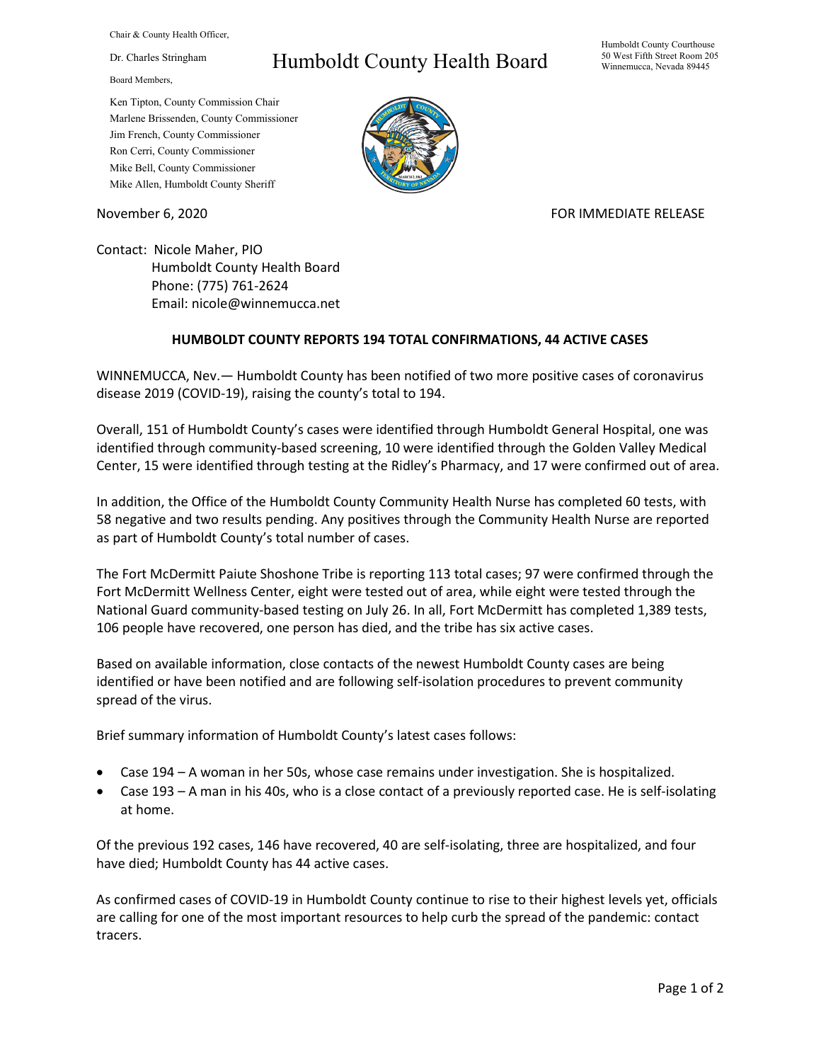Chair & County Health Officer,

Dr. Charles Stringham

Board Members,

Ken Tipton, County Commission Chair
Marlene Brissenden, County Commissioner
Jim French, County Commissioner
Ron Cerri, County Commissioner
Mike Bell, County Commissioner
Mike Allen, Humboldt County Sheriff

# Humboldt County Health Board

Humboldt County Courthouse
50 West Fifth Street Room 205
Winnemucca, Nevada 89445

November 6, 2020

FOR IMMEDIATE RELEASE

Contact: Nicole Maher, PIO
Humboldt County Health Board
Phone: (775) 761-2624
Email: nicole@winnemucca.net

## HUMBOLDT COUNTY REPORTS 194 TOTAL CONFIRMATIONS, 44 ACTIVE CASES

WINNEMUCCA, Nev.— Humboldt County has been notified of two more positive cases of coronavirus disease 2019 (COVID-19), raising the county's total to 194.

Overall, 151 of Humboldt County's cases were identified through Humboldt General Hospital, one was identified through community-based screening, 10 were identified through the Golden Valley Medical Center, 15 were identified through testing at the Ridley's Pharmacy, and 17 were confirmed out of area.

In addition, the Office of the Humboldt County Community Health Nurse has completed 60 tests, with 58 negative and two results pending. Any positives through the Community Health Nurse are reported as part of Humboldt County's total number of cases.

The Fort McDermitt Paiute Shoshone Tribe is reporting 113 total cases; 97 were confirmed through the Fort McDermitt Wellness Center, eight were tested out of area, while eight were tested through the National Guard community-based testing on July 26. In all, Fort McDermitt has completed 1,389 tests, 106 people have recovered, one person has died, and the tribe has six active cases.

Based on available information, close contacts of the newest Humboldt County cases are being identified or have been notified and are following self-isolation procedures to prevent community spread of the virus.

Brief summary information of Humboldt County's latest cases follows:

- Case 194 – A woman in her 50s, whose case remains under investigation. She is hospitalized.
- Case 193 – A man in his 40s, who is a close contact of a previously reported case. He is self-isolating at home.

Of the previous 192 cases, 146 have recovered, 40 are self-isolating, three are hospitalized, and four have died; Humboldt County has 44 active cases.

As confirmed cases of COVID-19 in Humboldt County continue to rise to their highest levels yet, officials are calling for one of the most important resources to help curb the spread of the pandemic: contact tracers.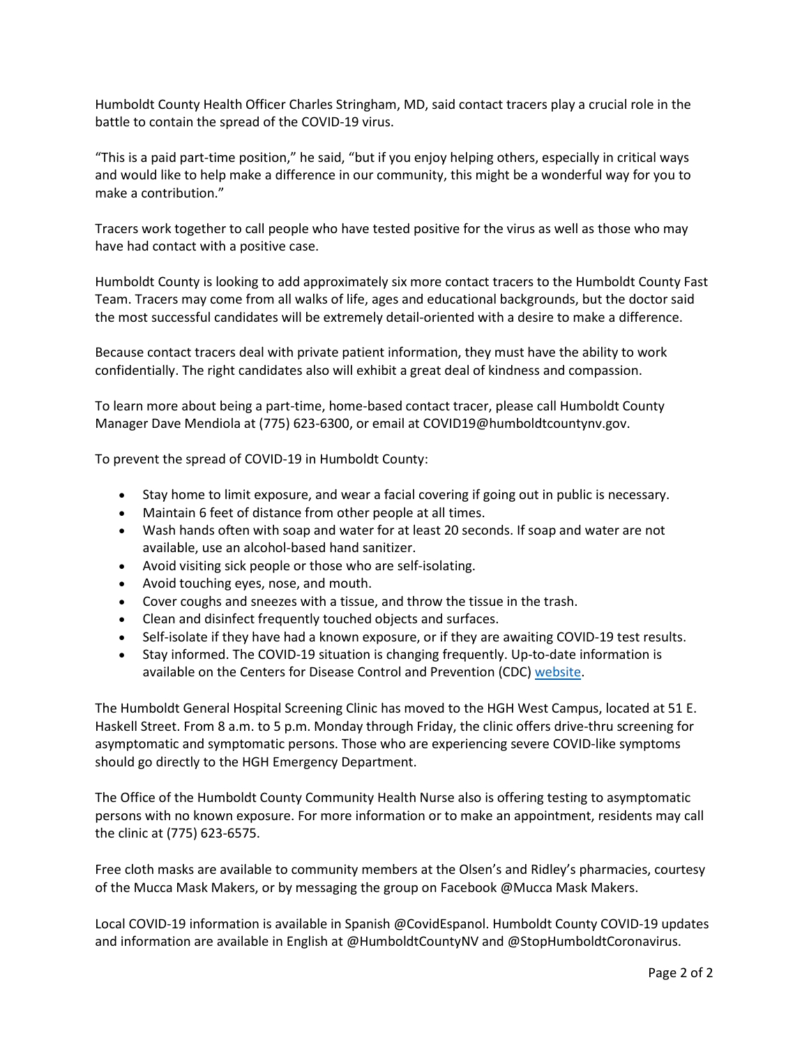Humboldt County Health Officer Charles Stringham, MD, said contact tracers play a crucial role in the battle to contain the spread of the COVID-19 virus.

"This is a paid part-time position," he said, "but if you enjoy helping others, especially in critical ways and would like to help make a difference in our community, this might be a wonderful way for you to make a contribution."

Tracers work together to call people who have tested positive for the virus as well as those who may have had contact with a positive case.

Humboldt County is looking to add approximately six more contact tracers to the Humboldt County Fast Team. Tracers may come from all walks of life, ages and educational backgrounds, but the doctor said the most successful candidates will be extremely detail-oriented with a desire to make a difference.

Because contact tracers deal with private patient information, they must have the ability to work confidentially. The right candidates also will exhibit a great deal of kindness and compassion.

To learn more about being a part-time, home-based contact tracer, please call Humboldt County Manager Dave Mendiola at (775) 623-6300, or email at COVID19@humboldtcountynv.gov.

To prevent the spread of COVID-19 in Humboldt County:

- Stay home to limit exposure, and wear a facial covering if going out in public is necessary.
- Maintain 6 feet of distance from other people at all times.
- Wash hands often with soap and water for at least 20 seconds. If soap and water are not available, use an alcohol-based hand sanitizer.
- Avoid visiting sick people or those who are self-isolating.
- Avoid touching eyes, nose, and mouth.
- Cover coughs and sneezes with a tissue, and throw the tissue in the trash.
- Clean and disinfect frequently touched objects and surfaces.
- Self-isolate if they have had a known exposure, or if they are awaiting COVID-19 test results.
- Stay informed. The COVID-19 situation is changing frequently. Up-to-date information is available on the Centers for Disease Control and Prevention (CDC) website.

The Humboldt General Hospital Screening Clinic has moved to the HGH West Campus, located at 51 E. Haskell Street. From 8 a.m. to 5 p.m. Monday through Friday, the clinic offers drive-thru screening for asymptomatic and symptomatic persons. Those who are experiencing severe COVID-like symptoms should go directly to the HGH Emergency Department.

The Office of the Humboldt County Community Health Nurse also is offering testing to asymptomatic persons with no known exposure. For more information or to make an appointment, residents may call the clinic at (775) 623-6575.

Free cloth masks are available to community members at the Olsen's and Ridley's pharmacies, courtesy of the Mucca Mask Makers, or by messaging the group on Facebook @Mucca Mask Makers.

Local COVID-19 information is available in Spanish @CovidEspanol. Humboldt County COVID-19 updates and information are available in English at @HumboldtCountyNV and @StopHumboldtCoronavirus.